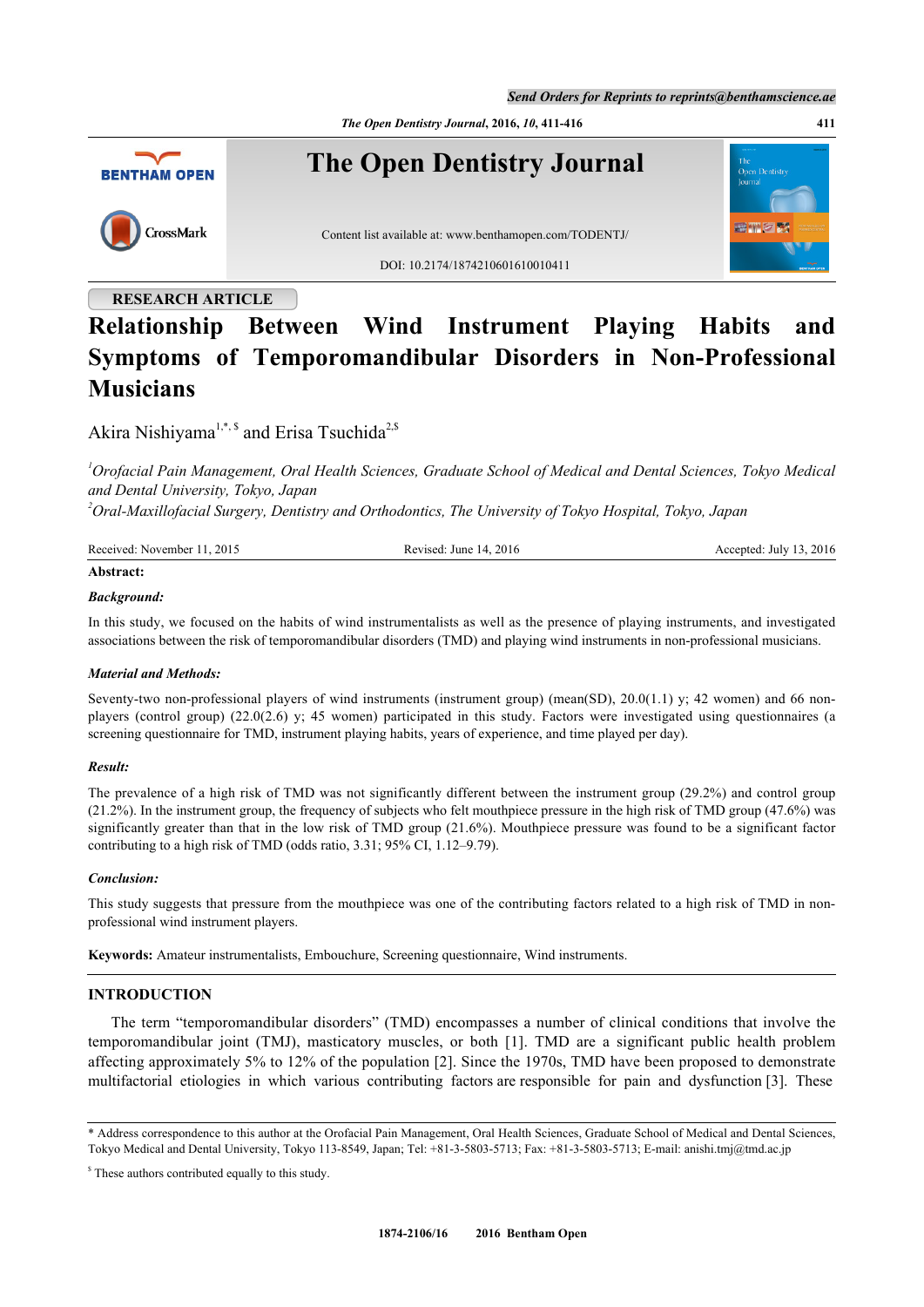RESEARCH ARTICLE

# Relationship Between Wind Instrument Playing Habits and Symptoms of Temporomandibular Disorders in Non-Professional Musicians

Akira Nishiyama[1,*,$] and Erisa Tsuchida[2,$]

[1] *Orofacial Pain Management, Oral Health Sciences, Graduate School of Medical and Dental Sciences, Tokyo Medical and Dental University, Tokyo, Japan*

[2] *Oral-Maxillofacial Surgery, Dentistry and Orthodontics, The University of Tokyo Hospital, Tokyo, Japan*

Received: November 11, 2015 Revised: June 14, 2016 Accepted: July 13, 2016

**Abstract:**

***Background:***

In this study, we focused on the habits of wind instrumentalists as well as the presence of playing instruments, and investigated associations between the risk of temporomandibular disorders (TMD) and playing wind instruments in non-professional musicians.

***Material and Methods:***

Seventy-two non-professional players of wind instruments (instrument group) (mean(SD), 20.0(1.1) y; 42 women) and 66 non-players (control group) (22.0(2.6) y; 45 women) participated in this study. Factors were investigated using questionnaires (a screening questionnaire for TMD, instrument playing habits, years of experience, and time played per day).

***Result:***

The prevalence of a high risk of TMD was not significantly different between the instrument group (29.2%) and control group (21.2%). In the instrument group, the frequency of subjects who felt mouthpiece pressure in the high risk of TMD group (47.6%) was significantly greater than that in the low risk of TMD group (21.6%). Mouthpiece pressure was found to be a significant factor contributing to a high risk of TMD (odds ratio, 3.31; 95% CI, 1.12–9.79).

***Conclusion:***

This study suggests that pressure from the mouthpiece was one of the contributing factors related to a high risk of TMD in non-professional wind instrument players.

**Keywords:** Amateur instrumentalists, Embouchure, Screening questionnaire, Wind instruments.

## INTRODUCTION

The term "temporomandibular disorders" (TMD) encompasses a number of clinical conditions that involve the temporomandibular joint (TMJ), masticatory muscles, or both [1]. TMD are a significant public health problem affecting approximately 5% to 12% of the population [2]. Since the 1970s, TMD have been proposed to demonstrate multifactorial etiologies in which various contributing factors are responsible for pain and dysfunction [3]. These

---

\* Address correspondence to this author at the Orofacial Pain Management, Oral Health Sciences, Graduate School of Medical and Dental Sciences, Tokyo Medical and Dental University, Tokyo 113-8549, Japan; Tel: +81-3-5803-5713; Fax: +81-3-5803-5713; E-mail: anishi.tmj@tmd.ac.jp

$ These authors contributed equally to this study.

1874-2106/16 2016 Bentham Open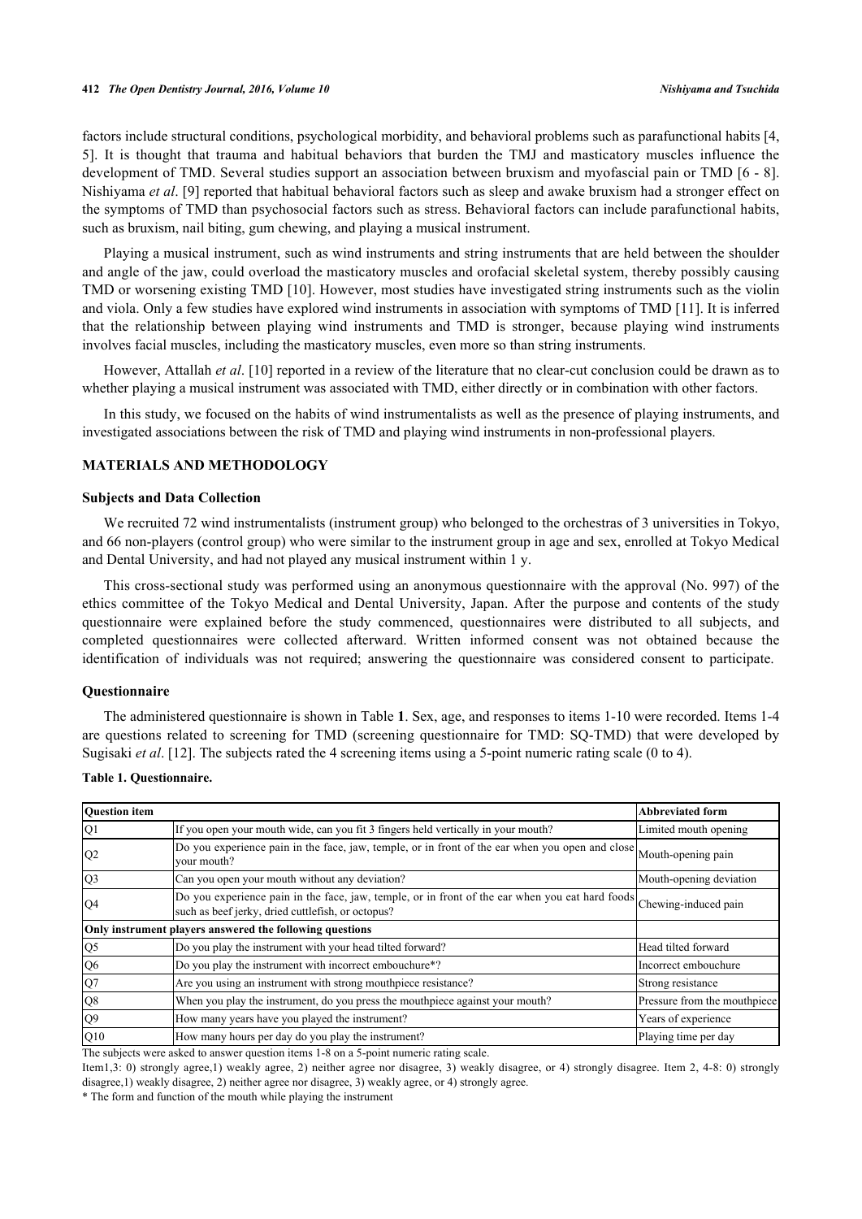factors include structural conditions, psychological morbidity, and behavioral problems such as parafunctional habits [4, 5]. It is thought that trauma and habitual behaviors that burden the TMJ and masticatory muscles influence the development of TMD. Several studies support an association between bruxism and myofascial pain or TMD [6 - 8]. Nishiyama *et al*. [9] reported that habitual behavioral factors such as sleep and awake bruxism had a stronger effect on the symptoms of TMD than psychosocial factors such as stress. Behavioral factors can include parafunctional habits, such as bruxism, nail biting, gum chewing, and playing a musical instrument.

Playing a musical instrument, such as wind instruments and string instruments that are held between the shoulder and angle of the jaw, could overload the masticatory muscles and orofacial skeletal system, thereby possibly causing TMD or worsening existing TMD [10]. However, most studies have investigated string instruments such as the violin and viola. Only a few studies have explored wind instruments in association with symptoms of TMD [11]. It is inferred that the relationship between playing wind instruments and TMD is stronger, because playing wind instruments involves facial muscles, including the masticatory muscles, even more so than string instruments.

However, Attallah *et al*. [10] reported in a review of the literature that no clear-cut conclusion could be drawn as to whether playing a musical instrument was associated with TMD, either directly or in combination with other factors.

In this study, we focused on the habits of wind instrumentalists as well as the presence of playing instruments, and investigated associations between the risk of TMD and playing wind instruments in non-professional players.

## MATERIALS AND METHODOLOGY

### Subjects and Data Collection

We recruited 72 wind instrumentalists (instrument group) who belonged to the orchestras of 3 universities in Tokyo, and 66 non-players (control group) who were similar to the instrument group in age and sex, enrolled at Tokyo Medical and Dental University, and had not played any musical instrument within 1 y.

This cross-sectional study was performed using an anonymous questionnaire with the approval (No. 997) of the ethics committee of the Tokyo Medical and Dental University, Japan. After the purpose and contents of the study questionnaire were explained before the study commenced, questionnaires were distributed to all subjects, and completed questionnaires were collected afterward. Written informed consent was not obtained because the identification of individuals was not required; answering the questionnaire was considered consent to participate.

### Questionnaire

The administered questionnaire is shown in Table **1**. Sex, age, and responses to items 1-10 were recorded. Items 1-4 are questions related to screening for TMD (screening questionnaire for TMD: SQ-TMD) that were developed by Sugisaki *et al*. [12]. The subjects rated the 4 screening items using a 5-point numeric rating scale (0 to 4).

**Table 1. Questionnaire.**

| Question item | | Abbreviated form |
|---|---|---|
| Q1 | If you open your mouth wide, can you fit 3 fingers held vertically in your mouth? | Limited mouth opening |
| Q2 | Do you experience pain in the face, jaw, temple, or in front of the ear when you open and close your mouth? | Mouth-opening pain |
| Q3 | Can you open your mouth without any deviation? | Mouth-opening deviation |
| Q4 | Do you experience pain in the face, jaw, temple, or in front of the ear when you eat hard foods such as beef jerky, dried cuttlefish, or octopus? | Chewing-induced pain |
| **Only instrument players answered the following questions** | | |
| Q5 | Do you play the instrument with your head tilted forward? | Head tilted forward |
| Q6 | Do you play the instrument with incorrect embouchure*? | Incorrect embouchure |
| Q7 | Are you using an instrument with strong mouthpiece resistance? | Strong resistance |
| Q8 | When you play the instrument, do you press the mouthpiece against your mouth? | Pressure from the mouthpiece |
| Q9 | How many years have you played the instrument? | Years of experience |
| Q10 | How many hours per day do you play the instrument? | Playing time per day |

The subjects were asked to answer question items 1-8 on a 5-point numeric rating scale.

Item1,3: 0) strongly agree,1) weakly agree, 2) neither agree nor disagree, 3) weakly disagree, or 4) strongly disagree. Item 2, 4-8: 0) strongly disagree,1) weakly disagree, 2) neither agree nor disagree, 3) weakly agree, or 4) strongly agree.

* The form and function of the mouth while playing the instrument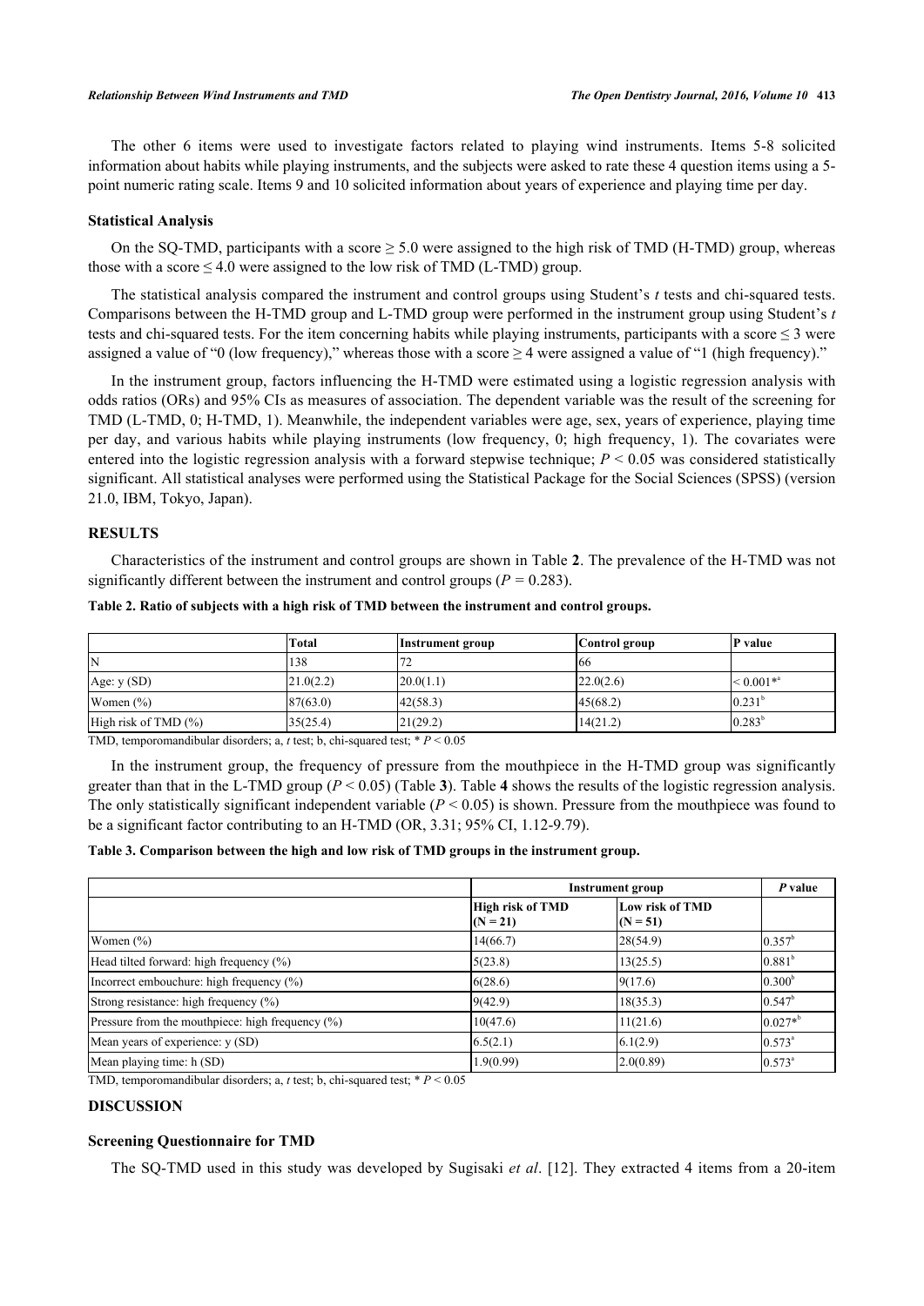The other 6 items were used to investigate factors related to playing wind instruments. Items 5-8 solicited information about habits while playing instruments, and the subjects were asked to rate these 4 question items using a 5-point numeric rating scale. Items 9 and 10 solicited information about years of experience and playing time per day.

### Statistical Analysis

On the SQ-TMD, participants with a score ≥ 5.0 were assigned to the high risk of TMD (H-TMD) group, whereas those with a score ≤ 4.0 were assigned to the low risk of TMD (L-TMD) group.

The statistical analysis compared the instrument and control groups using Student's *t* tests and chi-squared tests. Comparisons between the H-TMD group and L-TMD group were performed in the instrument group using Student's *t* tests and chi-squared tests. For the item concerning habits while playing instruments, participants with a score ≤ 3 were assigned a value of "0 (low frequency)," whereas those with a score ≥ 4 were assigned a value of "1 (high frequency)."

In the instrument group, factors influencing the H-TMD were estimated using a logistic regression analysis with odds ratios (ORs) and 95% CIs as measures of association. The dependent variable was the result of the screening for TMD (L-TMD, 0; H-TMD, 1). Meanwhile, the independent variables were age, sex, years of experience, playing time per day, and various habits while playing instruments (low frequency, 0; high frequency, 1). The covariates were entered into the logistic regression analysis with a forward stepwise technique; $P < 0.05$ was considered statistically significant. All statistical analyses were performed using the Statistical Package for the Social Sciences (SPSS) (version 21.0, IBM, Tokyo, Japan).

## RESULTS

Characteristics of the instrument and control groups are shown in Table **2**. The prevalence of the H-TMD was not significantly different between the instrument and control groups ($P = 0.283$).

**Table 2. Ratio of subjects with a high risk of TMD between the instrument and control groups.**

| | Total | Instrument group | Control group | P value |
|---|---|---|---|---|
| N | 138 | 72 | 66 | |
| Age: y (SD) | 21.0(2.2) | 20.0(1.1) | 22.0(2.6) | < 0.001*[a] |
| Women (%) | 87(63.0) | 42(58.3) | 45(68.2) | 0.231[b] |
| High risk of TMD (%) | 35(25.4) | 21(29.2) | 14(21.2) | 0.283[b] |

TMD, temporomandibular disorders; a, *t* test; b, chi-squared test; * $P < 0.05$

In the instrument group, the frequency of pressure from the mouthpiece in the H-TMD group was significantly greater than that in the L-TMD group ($P < 0.05$) (Table **3**). Table **4** shows the results of the logistic regression analysis. The only statistically significant independent variable ($P < 0.05$) is shown. Pressure from the mouthpiece was found to be a significant factor contributing to an H-TMD (OR, 3.31; 95% CI, 1.12-9.79).

**Table 3. Comparison between the high and low risk of TMD groups in the instrument group.**

| | Instrument group | | *P* value |
|---|---|---|---|
| | High risk of TMD (N = 21) | Low risk of TMD (N = 51) | |
| Women (%) | 14(66.7) | 28(54.9) | 0.357[b] |
| Head tilted forward: high frequency (%) | 5(23.8) | 13(25.5) | 0.881[b] |
| Incorrect embouchure: high frequency (%) | 6(28.6) | 9(17.6) | 0.300[b] |
| Strong resistance: high frequency (%) | 9(42.9) | 18(35.3) | 0.547[b] |
| Pressure from the mouthpiece: high frequency (%) | 10(47.6) | 11(21.6) | 0.027*[b] |
| Mean years of experience: y (SD) | 6.5(2.1) | 6.1(2.9) | 0.573[a] |
| Mean playing time: h (SD) | 1.9(0.99) | 2.0(0.89) | 0.573[a] |

TMD, temporomandibular disorders; a, *t* test; b, chi-squared test; * $P < 0.05$

## DISCUSSION

### Screening Questionnaire for TMD

The SQ-TMD used in this study was developed by Sugisaki *et al*. [12]. They extracted 4 items from a 20-item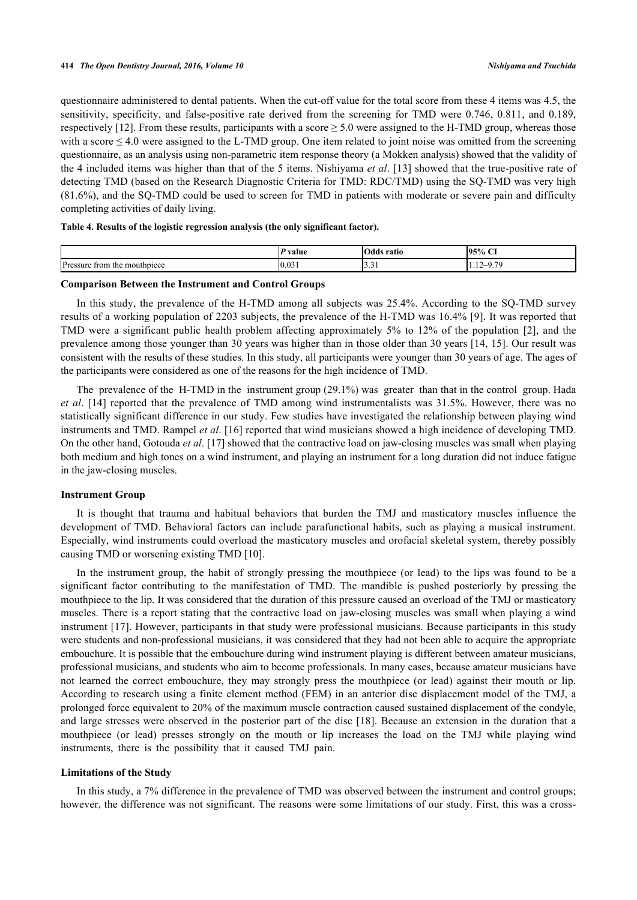questionnaire administered to dental patients. When the cut-off value for the total score from these 4 items was 4.5, the sensitivity, specificity, and false-positive rate derived from the screening for TMD were 0.746, 0.811, and 0.189, respectively [12]. From these results, participants with a score ≥ 5.0 were assigned to the H-TMD group, whereas those with a score ≤ 4.0 were assigned to the L-TMD group. One item related to joint noise was omitted from the screening questionnaire, as an analysis using non-parametric item response theory (a Mokken analysis) showed that the validity of the 4 included items was higher than that of the 5 items. Nishiyama *et al*. [13] showed that the true-positive rate of detecting TMD (based on the Research Diagnostic Criteria for TMD: RDC/TMD) using the SQ-TMD was very high (81.6%), and the SQ-TMD could be used to screen for TMD in patients with moderate or severe pain and difficulty completing activities of daily living.

**Table 4. Results of the logistic regression analysis (the only significant factor).**

| | *P* value | Odds ratio | 95% CI |
|---|---|---|---|
| Pressure from the mouthpiece | 0.031 | 3.31 | 1.12–9.79 |

### Comparison Between the Instrument and Control Groups

In this study, the prevalence of the H-TMD among all subjects was 25.4%. According to the SQ-TMD survey results of a working population of 2203 subjects, the prevalence of the H-TMD was 16.4% [9]. It was reported that TMD were a significant public health problem affecting approximately 5% to 12% of the population [2], and the prevalence among those younger than 30 years was higher than in those older than 30 years [14, 15]. Our result was consistent with the results of these studies. In this study, all participants were younger than 30 years of age. The ages of the participants were considered as one of the reasons for the high incidence of TMD.

The prevalence of the H-TMD in the instrument group (29.1%) was greater than that in the control group. Hada *et al*. [14] reported that the prevalence of TMD among wind instrumentalists was 31.5%. However, there was no statistically significant difference in our study. Few studies have investigated the relationship between playing wind instruments and TMD. Rampel *et al*. [16] reported that wind musicians showed a high incidence of developing TMD. On the other hand, Gotouda *et al*. [17] showed that the contractive load on jaw-closing muscles was small when playing both medium and high tones on a wind instrument, and playing an instrument for a long duration did not induce fatigue in the jaw-closing muscles.

### Instrument Group

It is thought that trauma and habitual behaviors that burden the TMJ and masticatory muscles influence the development of TMD. Behavioral factors can include parafunctional habits, such as playing a musical instrument. Especially, wind instruments could overload the masticatory muscles and orofacial skeletal system, thereby possibly causing TMD or worsening existing TMD [10].

In the instrument group, the habit of strongly pressing the mouthpiece (or lead) to the lips was found to be a significant factor contributing to the manifestation of TMD. The mandible is pushed posteriorly by pressing the mouthpiece to the lip. It was considered that the duration of this pressure caused an overload of the TMJ or masticatory muscles. There is a report stating that the contractive load on jaw-closing muscles was small when playing a wind instrument [17]. However, participants in that study were professional musicians. Because participants in this study were students and non-professional musicians, it was considered that they had not been able to acquire the appropriate embouchure. It is possible that the embouchure during wind instrument playing is different between amateur musicians, professional musicians, and students who aim to become professionals. In many cases, because amateur musicians have not learned the correct embouchure, they may strongly press the mouthpiece (or lead) against their mouth or lip. According to research using a finite element method (FEM) in an anterior disc displacement model of the TMJ, a prolonged force equivalent to 20% of the maximum muscle contraction caused sustained displacement of the condyle, and large stresses were observed in the posterior part of the disc [18]. Because an extension in the duration that a mouthpiece (or lead) presses strongly on the mouth or lip increases the load on the TMJ while playing wind instruments, there is the possibility that it caused TMJ pain.

### Limitations of the Study

In this study, a 7% difference in the prevalence of TMD was observed between the instrument and control groups; however, the difference was not significant. The reasons were some limitations of our study. First, this was a cross-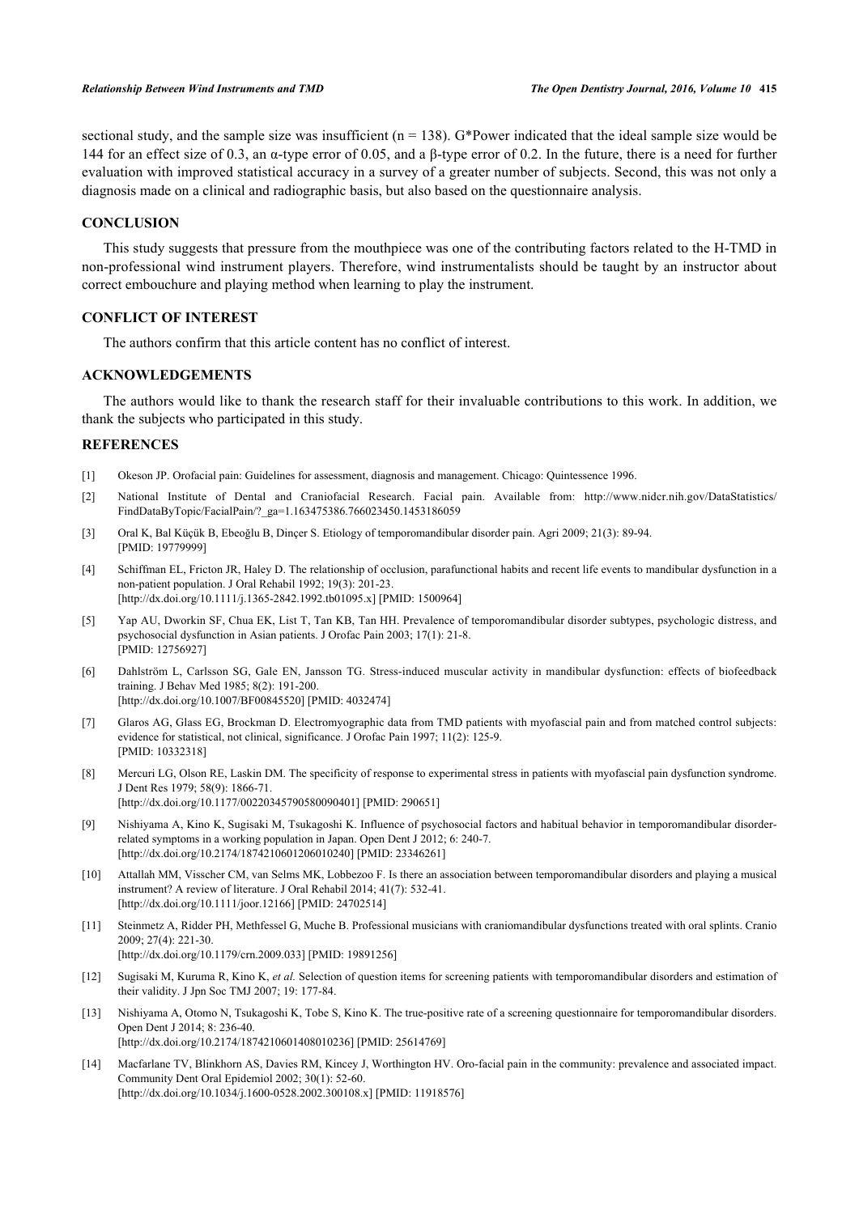sectional study, and the sample size was insufficient (n = 138). G*Power indicated that the ideal sample size would be 144 for an effect size of 0.3, an α-type error of 0.05, and a β-type error of 0.2. In the future, there is a need for further evaluation with improved statistical accuracy in a survey of a greater number of subjects. Second, this was not only a diagnosis made on a clinical and radiographic basis, but also based on the questionnaire analysis.

## CONCLUSION

This study suggests that pressure from the mouthpiece was one of the contributing factors related to the H-TMD in non-professional wind instrument players. Therefore, wind instrumentalists should be taught by an instructor about correct embouchure and playing method when learning to play the instrument.

## CONFLICT OF INTEREST

The authors confirm that this article content has no conflict of interest.

## ACKNOWLEDGEMENTS

The authors would like to thank the research staff for their invaluable contributions to this work. In addition, we thank the subjects who participated in this study.

## REFERENCES

[1] Okeson JP. Orofacial pain: Guidelines for assessment, diagnosis and management. Chicago: Quintessence 1996.

[2] National Institute of Dental and Craniofacial Research. Facial pain. Available from: http://www.nidcr.nih.gov/DataStatistics/FindDataByTopic/FacialPain/?_ga=1.163475386.766023450.1453186059

[3] Oral K, Bal Küçük B, Ebeoğlu B, Dinçer S. Etiology of temporomandibular disorder pain. Agri 2009; 21(3): 89-94. [PMID: 19779999]

[4] Schiffman EL, Fricton JR, Haley D. The relationship of occlusion, parafunctional habits and recent life events to mandibular dysfunction in a non-patient population. J Oral Rehabil 1992; 19(3): 201-23. [http://dx.doi.org/10.1111/j.1365-2842.1992.tb01095.x] [PMID: 1500964]

[5] Yap AU, Dworkin SF, Chua EK, List T, Tan KB, Tan HH. Prevalence of temporomandibular disorder subtypes, psychologic distress, and psychosocial dysfunction in Asian patients. J Orofac Pain 2003; 17(1): 21-8. [PMID: 12756927]

[6] Dahlström L, Carlsson SG, Gale EN, Jansson TG. Stress-induced muscular activity in mandibular dysfunction: effects of biofeedback training. J Behav Med 1985; 8(2): 191-200. [http://dx.doi.org/10.1007/BF00845520] [PMID: 4032474]

[7] Glaros AG, Glass EG, Brockman D. Electromyographic data from TMD patients with myofascial pain and from matched control subjects: evidence for statistical, not clinical, significance. J Orofac Pain 1997; 11(2): 125-9. [PMID: 10332318]

[8] Mercuri LG, Olson RE, Laskin DM. The specificity of response to experimental stress in patients with myofascial pain dysfunction syndrome. J Dent Res 1979; 58(9): 1866-71. [http://dx.doi.org/10.1177/00220345790580090401] [PMID: 290651]

[9] Nishiyama A, Kino K, Sugisaki M, Tsukagoshi K. Influence of psychosocial factors and habitual behavior in temporomandibular disorder-related symptoms in a working population in Japan. Open Dent J 2012; 6: 240-7. [http://dx.doi.org/10.2174/1874210601206010240] [PMID: 23346261]

[10] Attallah MM, Visscher CM, van Selms MK, Lobbezoo F. Is there an association between temporomandibular disorders and playing a musical instrument? A review of literature. J Oral Rehabil 2014; 41(7): 532-41. [http://dx.doi.org/10.1111/joor.12166] [PMID: 24702514]

[11] Steinmetz A, Ridder PH, Methfessel G, Muche B. Professional musicians with craniomandibular dysfunctions treated with oral splints. Cranio 2009; 27(4): 221-30. [http://dx.doi.org/10.1179/crn.2009.033] [PMID: 19891256]

[12] Sugisaki M, Kuruma R, Kino K, *et al.* Selection of question items for screening patients with temporomandibular disorders and estimation of their validity. J Jpn Soc TMJ 2007; 19: 177-84.

[13] Nishiyama A, Otomo N, Tsukagoshi K, Tobe S, Kino K. The true-positive rate of a screening questionnaire for temporomandibular disorders. Open Dent J 2014; 8: 236-40. [http://dx.doi.org/10.2174/1874210601408010236] [PMID: 25614769]

[14] Macfarlane TV, Blinkhorn AS, Davies RM, Kincey J, Worthington HV. Oro-facial pain in the community: prevalence and associated impact. Community Dent Oral Epidemiol 2002; 30(1): 52-60. [http://dx.doi.org/10.1034/j.1600-0528.2002.300108.x] [PMID: 11918576]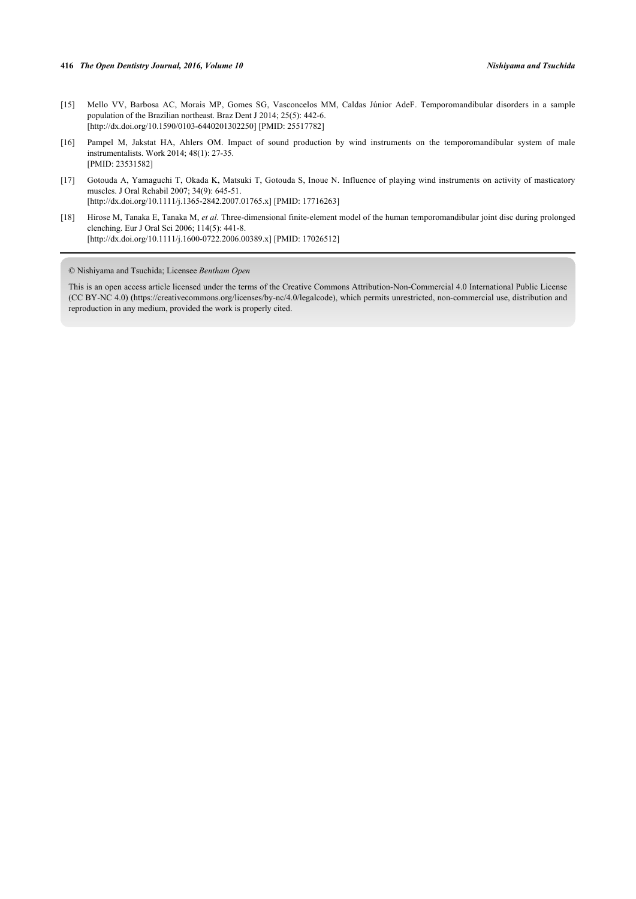[15] Mello VV, Barbosa AC, Morais MP, Gomes SG, Vasconcelos MM, Caldas Júnior AdeF. Temporomandibular disorders in a sample population of the Brazilian northeast. Braz Dent J 2014; 25(5): 442-6.
[http://dx.doi.org/10.1590/0103-6440201302250] [PMID: 25517782]

[16] Pampel M, Jakstat HA, Ahlers OM. Impact of sound production by wind instruments on the temporomandibular system of male instrumentalists. Work 2014; 48(1): 27-35.
[PMID: 23531582]

[17] Gotouda A, Yamaguchi T, Okada K, Matsuki T, Gotouda S, Inoue N. Influence of playing wind instruments on activity of masticatory muscles. J Oral Rehabil 2007; 34(9): 645-51.
[http://dx.doi.org/10.1111/j.1365-2842.2007.01765.x] [PMID: 17716263]

[18] Hirose M, Tanaka E, Tanaka M, *et al.* Three-dimensional finite-element model of the human temporomandibular joint disc during prolonged clenching. Eur J Oral Sci 2006; 114(5): 441-8.
[http://dx.doi.org/10.1111/j.1600-0722.2006.00389.x] [PMID: 17026512]

---

© Nishiyama and Tsuchida; Licensee *Bentham Open*

This is an open access article licensed under the terms of the Creative Commons Attribution-Non-Commercial 4.0 International Public License (CC BY-NC 4.0) (https://creativecommons.org/licenses/by-nc/4.0/legalcode), which permits unrestricted, non-commercial use, distribution and reproduction in any medium, provided the work is properly cited.